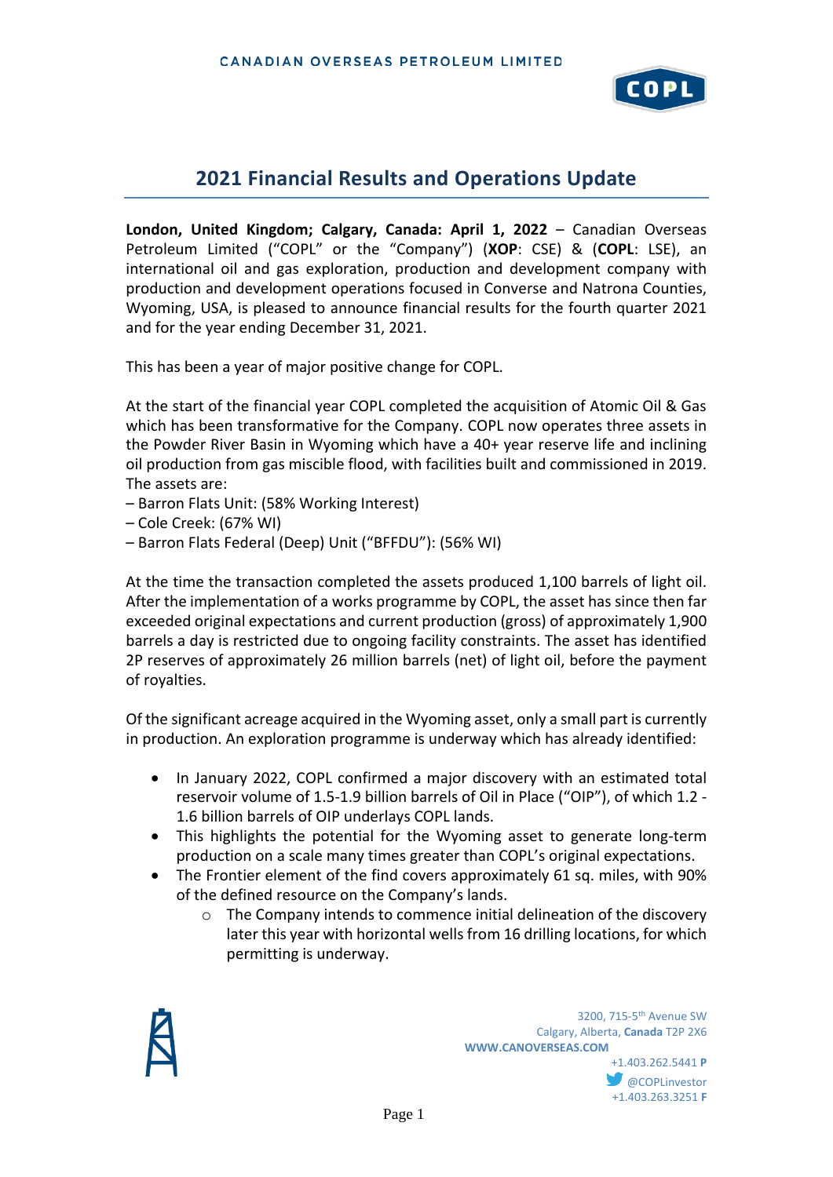## 2021 Financial Results and Operations Update

**London, United Kingdom; Calgary, Canada: April 1, 2022** – Canadian Overseas Petroleum Limited ("COPL" or the "Company") (**XOP**: CSE) & (**COPL**: LSE), an international oil and gas exploration, production and development company with production and development operations focused in Converse and Natrona Counties, Wyoming, USA, is pleased to announce financial results for the fourth quarter 2021 and for the year ending December 31, 2021.

This has been a year of major positive change for COPL.

At the start of the financial year COPL completed the acquisition of Atomic Oil & Gas which has been transformative for the Company. COPL now operates three assets in the Powder River Basin in Wyoming which have a 40+ year reserve life and inclining oil production from gas miscible flood, with facilities built and commissioned in 2019. The assets are:

– Barron Flats Unit: (58% Working Interest)
– Cole Creek: (67% WI)
– Barron Flats Federal (Deep) Unit ("BFFDU"): (56% WI)

At the time the transaction completed the assets produced 1,100 barrels of light oil. After the implementation of a works programme by COPL, the asset has since then far exceeded original expectations and current production (gross) of approximately 1,900 barrels a day is restricted due to ongoing facility constraints. The asset has identified 2P reserves of approximately 26 million barrels (net) of light oil, before the payment of royalties.

Of the significant acreage acquired in the Wyoming asset, only a small part is currently in production. An exploration programme is underway which has already identified:

- In January 2022, COPL confirmed a major discovery with an estimated total reservoir volume of 1.5-1.9 billion barrels of Oil in Place ("OIP"), of which 1.2 - 1.6 billion barrels of OIP underlays COPL lands.
- This highlights the potential for the Wyoming asset to generate long-term production on a scale many times greater than COPL's original expectations.
- The Frontier element of the find covers approximately 61 sq. miles, with 90% of the defined resource on the Company's lands.
    - The Company intends to commence initial delineation of the discovery later this year with horizontal wells from 16 drilling locations, for which permitting is underway.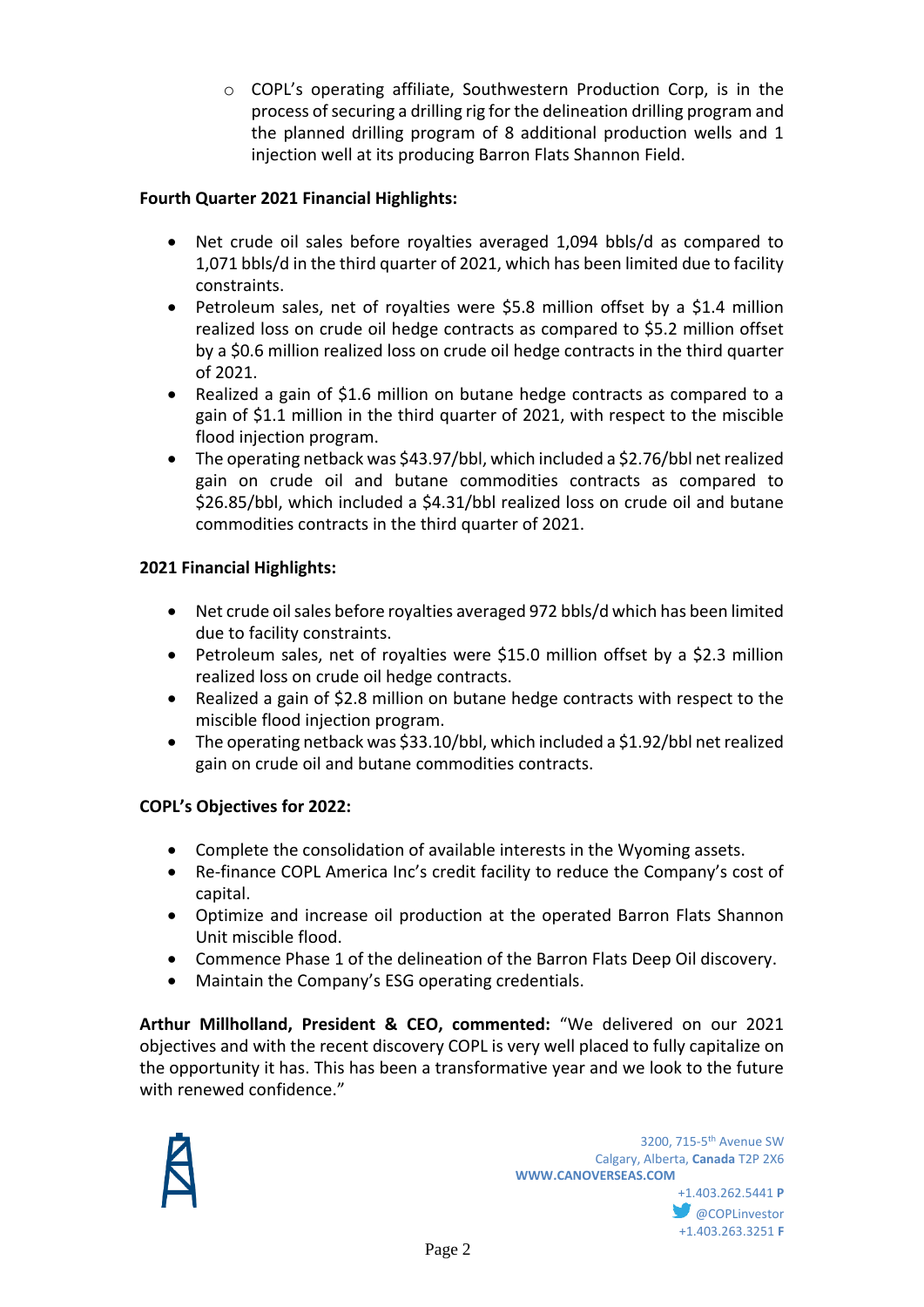- COPL's operating affiliate, Southwestern Production Corp, is in the process of securing a drilling rig for the delineation drilling program and the planned drilling program of 8 additional production wells and 1 injection well at its producing Barron Flats Shannon Field.

**Fourth Quarter 2021 Financial Highlights:**

- Net crude oil sales before royalties averaged 1,094 bbls/d as compared to 1,071 bbls/d in the third quarter of 2021, which has been limited due to facility constraints.
- Petroleum sales, net of royalties were $5.8 million offset by a $1.4 million realized loss on crude oil hedge contracts as compared to $5.2 million offset by a $0.6 million realized loss on crude oil hedge contracts in the third quarter of 2021.
- Realized a gain of $1.6 million on butane hedge contracts as compared to a gain of $1.1 million in the third quarter of 2021, with respect to the miscible flood injection program.
- The operating netback was $43.97/bbl, which included a $2.76/bbl net realized gain on crude oil and butane commodities contracts as compared to $26.85/bbl, which included a $4.31/bbl realized loss on crude oil and butane commodities contracts in the third quarter of 2021.

**2021 Financial Highlights:**

- Net crude oil sales before royalties averaged 972 bbls/d which has been limited due to facility constraints.
- Petroleum sales, net of royalties were $15.0 million offset by a $2.3 million realized loss on crude oil hedge contracts.
- Realized a gain of $2.8 million on butane hedge contracts with respect to the miscible flood injection program.
- The operating netback was $33.10/bbl, which included a $1.92/bbl net realized gain on crude oil and butane commodities contracts.

**COPL's Objectives for 2022:**

- Complete the consolidation of available interests in the Wyoming assets.
- Re-finance COPL America Inc's credit facility to reduce the Company's cost of capital.
- Optimize and increase oil production at the operated Barron Flats Shannon Unit miscible flood.
- Commence Phase 1 of the delineation of the Barron Flats Deep Oil discovery.
- Maintain the Company's ESG operating credentials.

**Arthur Millholland, President & CEO, commented:** "We delivered on our 2021 objectives and with the recent discovery COPL is very well placed to fully capitalize on the opportunity it has. This has been a transformative year and we look to the future with renewed confidence."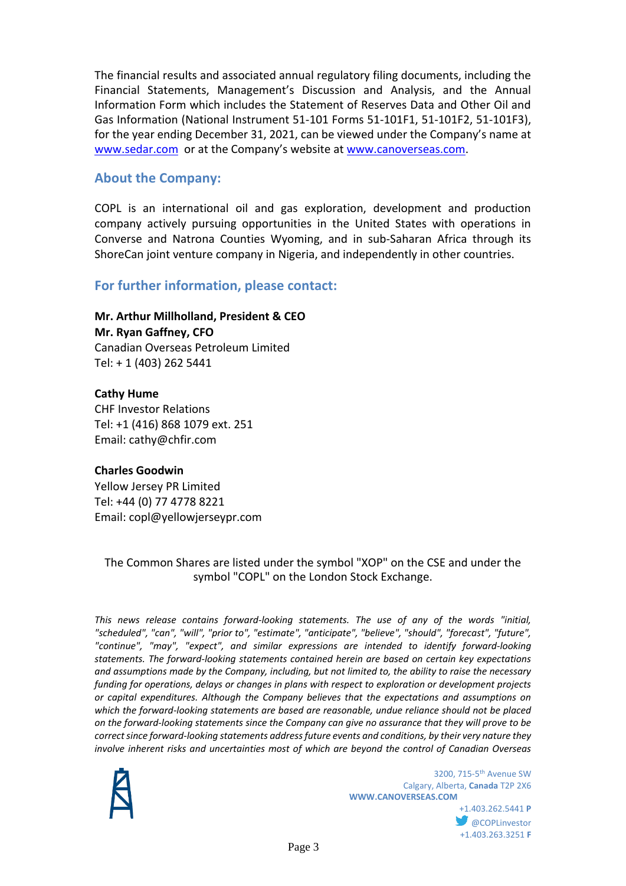The financial results and associated annual regulatory filing documents, including the Financial Statements, Management's Discussion and Analysis, and the Annual Information Form which includes the Statement of Reserves Data and Other Oil and Gas Information (National Instrument 51-101 Forms 51-101F1, 51-101F2, 51-101F3), for the year ending December 31, 2021, can be viewed under the Company's name at [www.sedar.com](http://www.sedar.com) or at the Company's website at [www.canoverseas.com](http://www.canoverseas.com).

## About the Company:

COPL is an international oil and gas exploration, development and production company actively pursuing opportunities in the United States with operations in Converse and Natrona Counties Wyoming, and in sub-Saharan Africa through its ShoreCan joint venture company in Nigeria, and independently in other countries.

## For further information, please contact:

**Mr. Arthur Millholland, President & CEO**
**Mr. Ryan Gaffney, CFO**
Canadian Overseas Petroleum Limited
Tel: + 1 (403) 262 5441

**Cathy Hume**
CHF Investor Relations
Tel: +1 (416) 868 1079 ext. 251
Email: cathy@chfir.com

**Charles Goodwin**
Yellow Jersey PR Limited
Tel: +44 (0) 77 4778 8221
Email: copl@yellowjerseypr.com

The Common Shares are listed under the symbol "XOP" on the CSE and under the symbol "COPL" on the London Stock Exchange.

*This news release contains forward-looking statements. The use of any of the words "initial, "scheduled", "can", "will", "prior to", "estimate", "anticipate", "believe", "should", "forecast", "future", "continue", "may", "expect", and similar expressions are intended to identify forward-looking statements. The forward-looking statements contained herein are based on certain key expectations and assumptions made by the Company, including, but not limited to, the ability to raise the necessary funding for operations, delays or changes in plans with respect to exploration or development projects or capital expenditures. Although the Company believes that the expectations and assumptions on which the forward-looking statements are based are reasonable, undue reliance should not be placed on the forward-looking statements since the Company can give no assurance that they will prove to be correct since forward-looking statements address future events and conditions, by their very nature they involve inherent risks and uncertainties most of which are beyond the control of Canadian Overseas*

3200, 715-5th Avenue SW
Calgary, Alberta, **Canada** T2P 2X6
**WWW.CANOVERSEAS.COM**
+1.403.262.5441 **P**
@COPLinvestor
+1.403.263.3251 **F**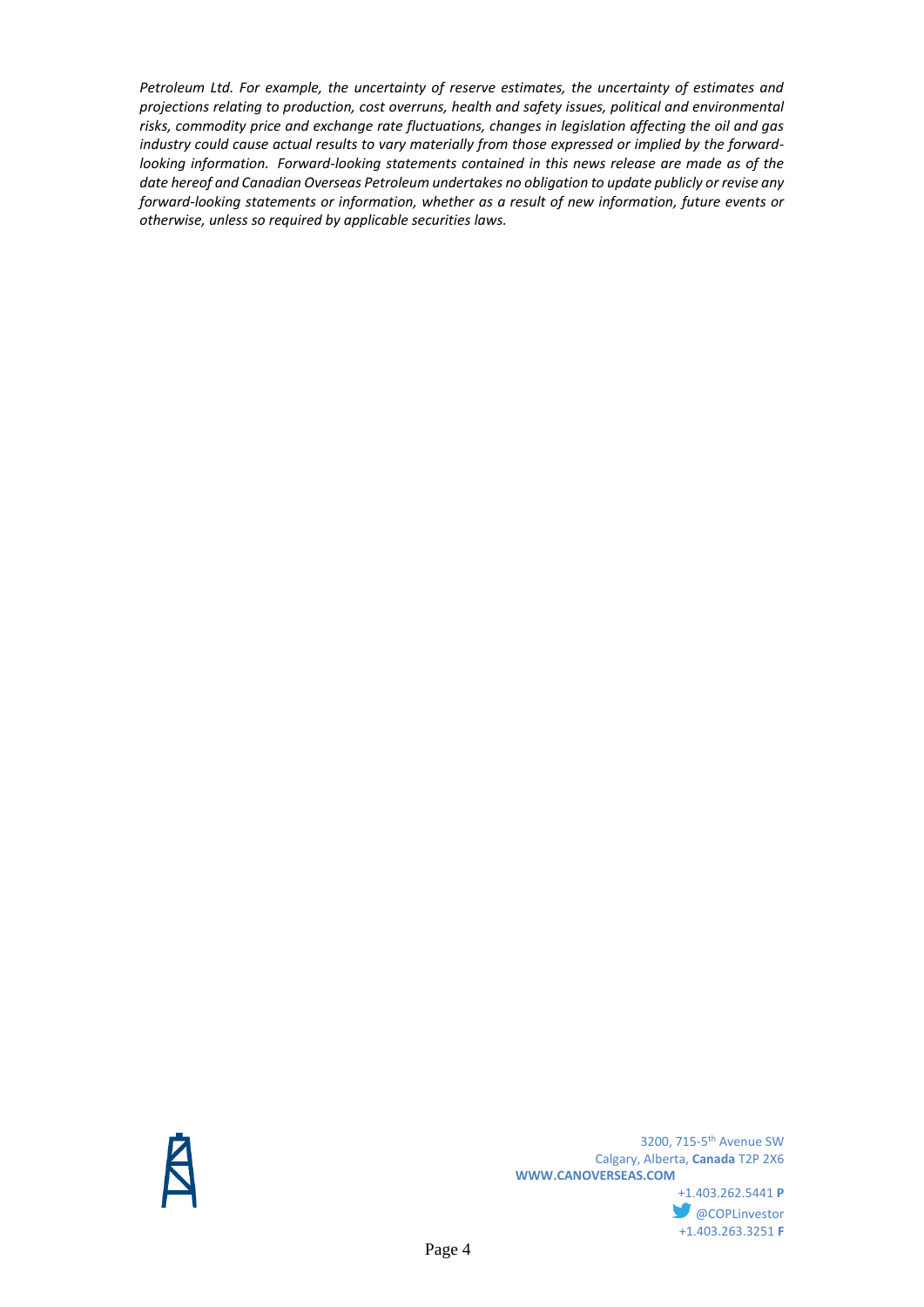*Petroleum Ltd. For example, the uncertainty of reserve estimates, the uncertainty of estimates and projections relating to production, cost overruns, health and safety issues, political and environmental risks, commodity price and exchange rate fluctuations, changes in legislation affecting the oil and gas industry could cause actual results to vary materially from those expressed or implied by the forward-looking information. Forward-looking statements contained in this news release are made as of the date hereof and Canadian Overseas Petroleum undertakes no obligation to update publicly or revise any forward-looking statements or information, whether as a result of new information, future events or otherwise, unless so required by applicable securities laws.*